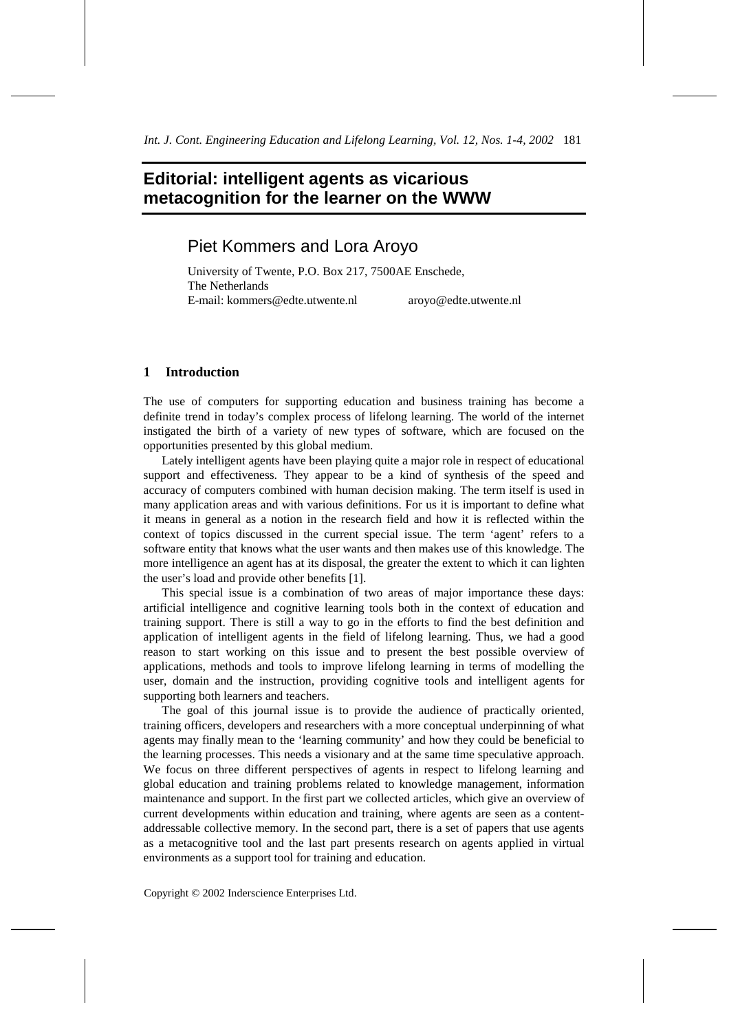# Editorial: intelligent agents as vicarious metacognition for the learner on the WWW

## Piet Kommers and Lora Aroyo

University of Twente, P.O. Box 217, 7500AE Enschede,
The Netherlands
E-mail: kommers@edte.utwente.nl aroyo@edte.utwente.nl

## 1 Introduction

The use of computers for supporting education and business training has become a definite trend in today's complex process of lifelong learning. The world of the internet instigated the birth of a variety of new types of software, which are focused on the opportunities presented by this global medium.

Lately intelligent agents have been playing quite a major role in respect of educational support and effectiveness. They appear to be a kind of synthesis of the speed and accuracy of computers combined with human decision making. The term itself is used in many application areas and with various definitions. For us it is important to define what it means in general as a notion in the research field and how it is reflected within the context of topics discussed in the current special issue. The term 'agent' refers to a software entity that knows what the user wants and then makes use of this knowledge. The more intelligence an agent has at its disposal, the greater the extent to which it can lighten the user's load and provide other benefits [1].

This special issue is a combination of two areas of major importance these days: artificial intelligence and cognitive learning tools both in the context of education and training support. There is still a way to go in the efforts to find the best definition and application of intelligent agents in the field of lifelong learning. Thus, we had a good reason to start working on this issue and to present the best possible overview of applications, methods and tools to improve lifelong learning in terms of modelling the user, domain and the instruction, providing cognitive tools and intelligent agents for supporting both learners and teachers.

The goal of this journal issue is to provide the audience of practically oriented, training officers, developers and researchers with a more conceptual underpinning of what agents may finally mean to the 'learning community' and how they could be beneficial to the learning processes. This needs a visionary and at the same time speculative approach. We focus on three different perspectives of agents in respect to lifelong learning and global education and training problems related to knowledge management, information maintenance and support. In the first part we collected articles, which give an overview of current developments within education and training, where agents are seen as a content-addressable collective memory. In the second part, there is a set of papers that use agents as a metacognitive tool and the last part presents research on agents applied in virtual environments as a support tool for training and education.

Copyright © 2002 Inderscience Enterprises Ltd.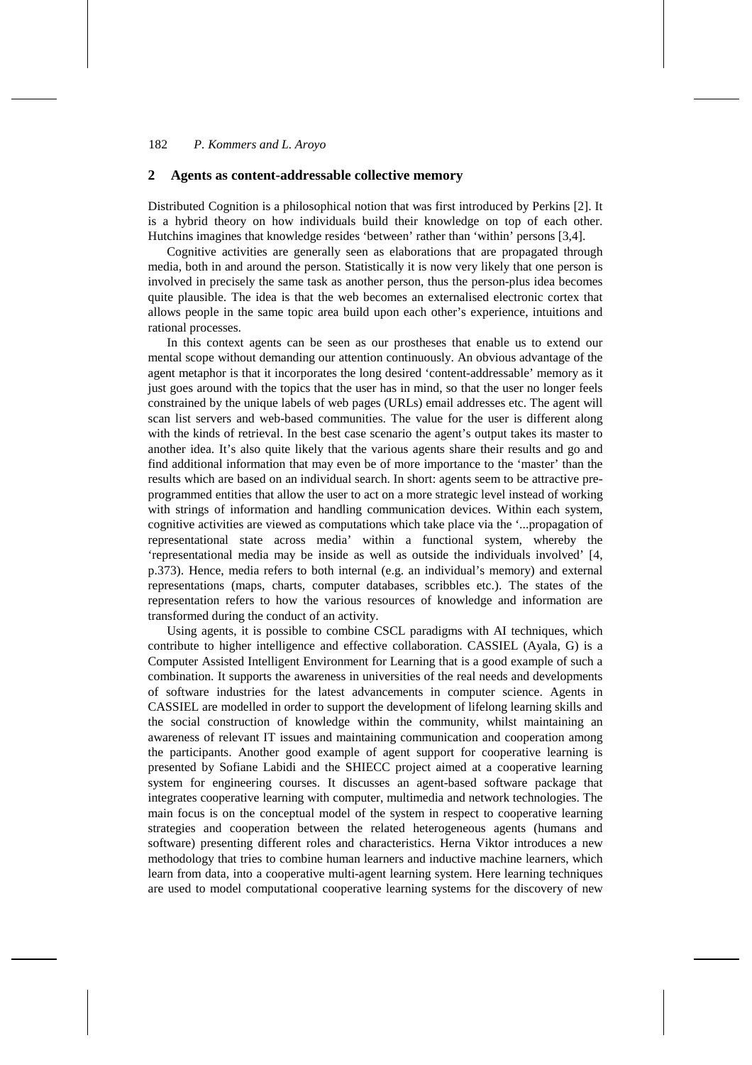## 2 Agents as content-addressable collective memory

Distributed Cognition is a philosophical notion that was first introduced by Perkins [2]. It is a hybrid theory on how individuals build their knowledge on top of each other. Hutchins imagines that knowledge resides 'between' rather than 'within' persons [3,4].

Cognitive activities are generally seen as elaborations that are propagated through media, both in and around the person. Statistically it is now very likely that one person is involved in precisely the same task as another person, thus the person-plus idea becomes quite plausible. The idea is that the web becomes an externalised electronic cortex that allows people in the same topic area build upon each other's experience, intuitions and rational processes.

In this context agents can be seen as our prostheses that enable us to extend our mental scope without demanding our attention continuously. An obvious advantage of the agent metaphor is that it incorporates the long desired 'content-addressable' memory as it just goes around with the topics that the user has in mind, so that the user no longer feels constrained by the unique labels of web pages (URLs) email addresses etc. The agent will scan list servers and web-based communities. The value for the user is different along with the kinds of retrieval. In the best case scenario the agent's output takes its master to another idea. It's also quite likely that the various agents share their results and go and find additional information that may even be of more importance to the 'master' than the results which are based on an individual search. In short: agents seem to be attractive pre-programmed entities that allow the user to act on a more strategic level instead of working with strings of information and handling communication devices. Within each system, cognitive activities are viewed as computations which take place via the '...propagation of representational state across media' within a functional system, whereby the 'representational media may be inside as well as outside the individuals involved' [4, p.373). Hence, media refers to both internal (e.g. an individual's memory) and external representations (maps, charts, computer databases, scribbles etc.). The states of the representation refers to how the various resources of knowledge and information are transformed during the conduct of an activity.

Using agents, it is possible to combine CSCL paradigms with AI techniques, which contribute to higher intelligence and effective collaboration. CASSIEL (Ayala, G) is a Computer Assisted Intelligent Environment for Learning that is a good example of such a combination. It supports the awareness in universities of the real needs and developments of software industries for the latest advancements in computer science. Agents in CASSIEL are modelled in order to support the development of lifelong learning skills and the social construction of knowledge within the community, whilst maintaining an awareness of relevant IT issues and maintaining communication and cooperation among the participants. Another good example of agent support for cooperative learning is presented by Sofiane Labidi and the SHIECC project aimed at a cooperative learning system for engineering courses. It discusses an agent-based software package that integrates cooperative learning with computer, multimedia and network technologies. The main focus is on the conceptual model of the system in respect to cooperative learning strategies and cooperation between the related heterogeneous agents (humans and software) presenting different roles and characteristics. Herna Viktor introduces a new methodology that tries to combine human learners and inductive machine learners, which learn from data, into a cooperative multi-agent learning system. Here learning techniques are used to model computational cooperative learning systems for the discovery of new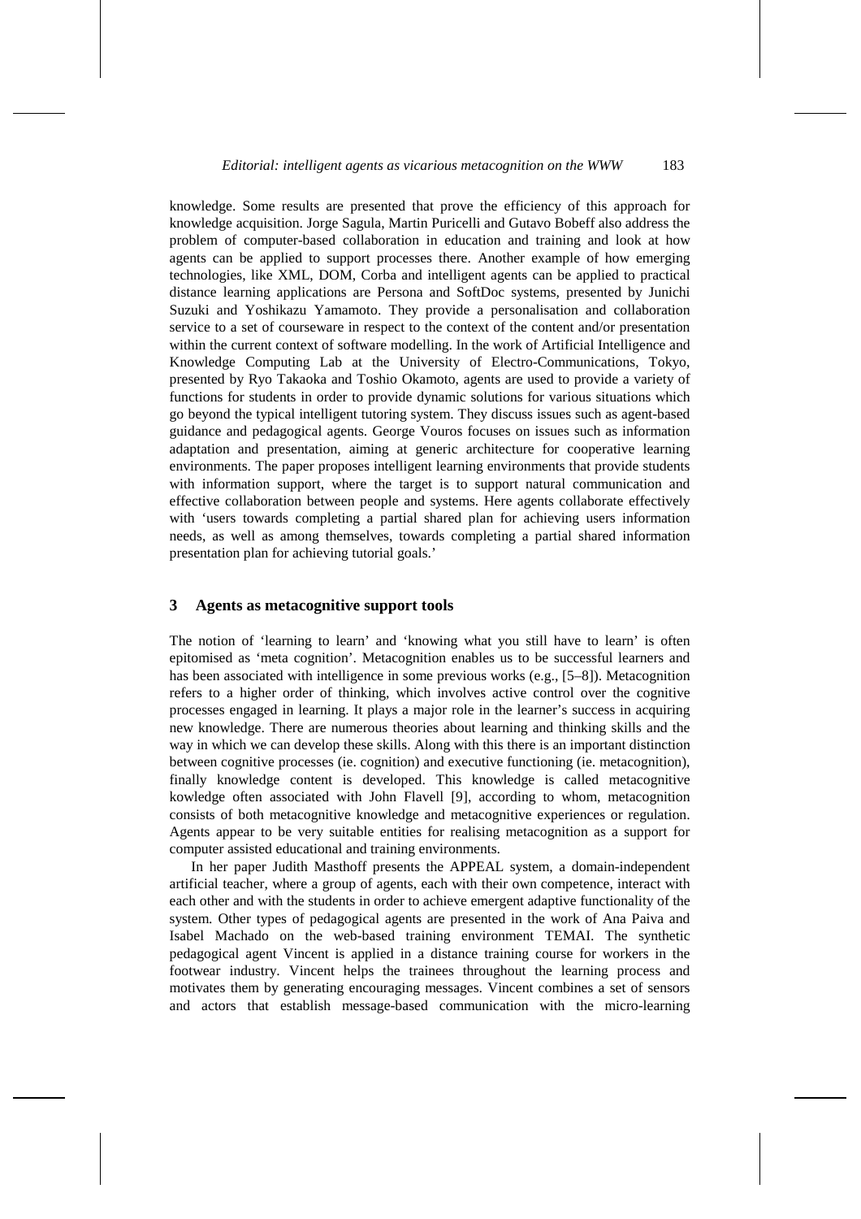knowledge. Some results are presented that prove the efficiency of this approach for knowledge acquisition. Jorge Sagula, Martin Puricelli and Gutavo Bobeff also address the problem of computer-based collaboration in education and training and look at how agents can be applied to support processes there. Another example of how emerging technologies, like XML, DOM, Corba and intelligent agents can be applied to practical distance learning applications are Persona and SoftDoc systems, presented by Junichi Suzuki and Yoshikazu Yamamoto. They provide a personalisation and collaboration service to a set of courseware in respect to the context of the content and/or presentation within the current context of software modelling. In the work of Artificial Intelligence and Knowledge Computing Lab at the University of Electro-Communications, Tokyo, presented by Ryo Takaoka and Toshio Okamoto, agents are used to provide a variety of functions for students in order to provide dynamic solutions for various situations which go beyond the typical intelligent tutoring system. They discuss issues such as agent-based guidance and pedagogical agents. George Vouros focuses on issues such as information adaptation and presentation, aiming at generic architecture for cooperative learning environments. The paper proposes intelligent learning environments that provide students with information support, where the target is to support natural communication and effective collaboration between people and systems. Here agents collaborate effectively with 'users towards completing a partial shared plan for achieving users information needs, as well as among themselves, towards completing a partial shared information presentation plan for achieving tutorial goals.'

## 3 Agents as metacognitive support tools

The notion of 'learning to learn' and 'knowing what you still have to learn' is often epitomised as 'meta cognition'. Metacognition enables us to be successful learners and has been associated with intelligence in some previous works (e.g., [5–8]). Metacognition refers to a higher order of thinking, which involves active control over the cognitive processes engaged in learning. It plays a major role in the learner's success in acquiring new knowledge. There are numerous theories about learning and thinking skills and the way in which we can develop these skills. Along with this there is an important distinction between cognitive processes (ie. cognition) and executive functioning (ie. metacognition), finally knowledge content is developed. This knowledge is called metacognitive kowledge often associated with John Flavell [9], according to whom, metacognition consists of both metacognitive knowledge and metacognitive experiences or regulation. Agents appear to be very suitable entities for realising metacognition as a support for computer assisted educational and training environments.

In her paper Judith Masthoff presents the APPEAL system, a domain-independent artificial teacher, where a group of agents, each with their own competence, interact with each other and with the students in order to achieve emergent adaptive functionality of the system. Other types of pedagogical agents are presented in the work of Ana Paiva and Isabel Machado on the web-based training environment TEMAI. The synthetic pedagogical agent Vincent is applied in a distance training course for workers in the footwear industry. Vincent helps the trainees throughout the learning process and motivates them by generating encouraging messages. Vincent combines a set of sensors and actors that establish message-based communication with the micro-learning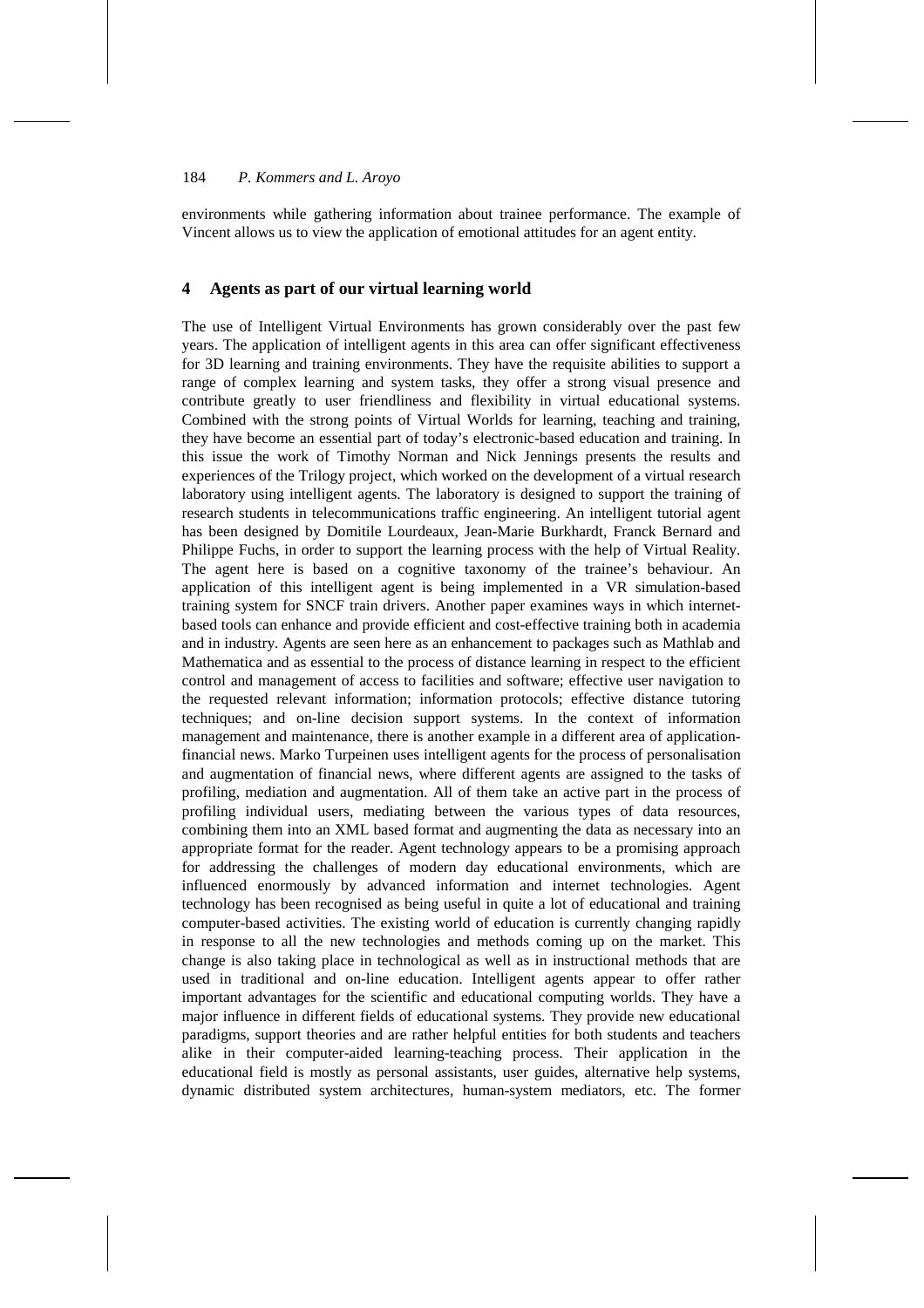environments while gathering information about trainee performance. The example of Vincent allows us to view the application of emotional attitudes for an agent entity.

## 4 Agents as part of our virtual learning world

The use of Intelligent Virtual Environments has grown considerably over the past few years. The application of intelligent agents in this area can offer significant effectiveness for 3D learning and training environments. They have the requisite abilities to support a range of complex learning and system tasks, they offer a strong visual presence and contribute greatly to user friendliness and flexibility in virtual educational systems. Combined with the strong points of Virtual Worlds for learning, teaching and training, they have become an essential part of today's electronic-based education and training. In this issue the work of Timothy Norman and Nick Jennings presents the results and experiences of the Trilogy project, which worked on the development of a virtual research laboratory using intelligent agents. The laboratory is designed to support the training of research students in telecommunications traffic engineering. An intelligent tutorial agent has been designed by Domitile Lourdeaux, Jean-Marie Burkhardt, Franck Bernard and Philippe Fuchs, in order to support the learning process with the help of Virtual Reality. The agent here is based on a cognitive taxonomy of the trainee's behaviour. An application of this intelligent agent is being implemented in a VR simulation-based training system for SNCF train drivers. Another paper examines ways in which internet-based tools can enhance and provide efficient and cost-effective training both in academia and in industry. Agents are seen here as an enhancement to packages such as Mathlab and Mathematica and as essential to the process of distance learning in respect to the efficient control and management of access to facilities and software; effective user navigation to the requested relevant information; information protocols; effective distance tutoring techniques; and on-line decision support systems. In the context of information management and maintenance, there is another example in a different area of application-financial news. Marko Turpeinen uses intelligent agents for the process of personalisation and augmentation of financial news, where different agents are assigned to the tasks of profiling, mediation and augmentation. All of them take an active part in the process of profiling individual users, mediating between the various types of data resources, combining them into an XML based format and augmenting the data as necessary into an appropriate format for the reader. Agent technology appears to be a promising approach for addressing the challenges of modern day educational environments, which are influenced enormously by advanced information and internet technologies. Agent technology has been recognised as being useful in quite a lot of educational and training computer-based activities. The existing world of education is currently changing rapidly in response to all the new technologies and methods coming up on the market. This change is also taking place in technological as well as in instructional methods that are used in traditional and on-line education. Intelligent agents appear to offer rather important advantages for the scientific and educational computing worlds. They have a major influence in different fields of educational systems. They provide new educational paradigms, support theories and are rather helpful entities for both students and teachers alike in their computer-aided learning-teaching process. Their application in the educational field is mostly as personal assistants, user guides, alternative help systems, dynamic distributed system architectures, human-system mediators, etc. The former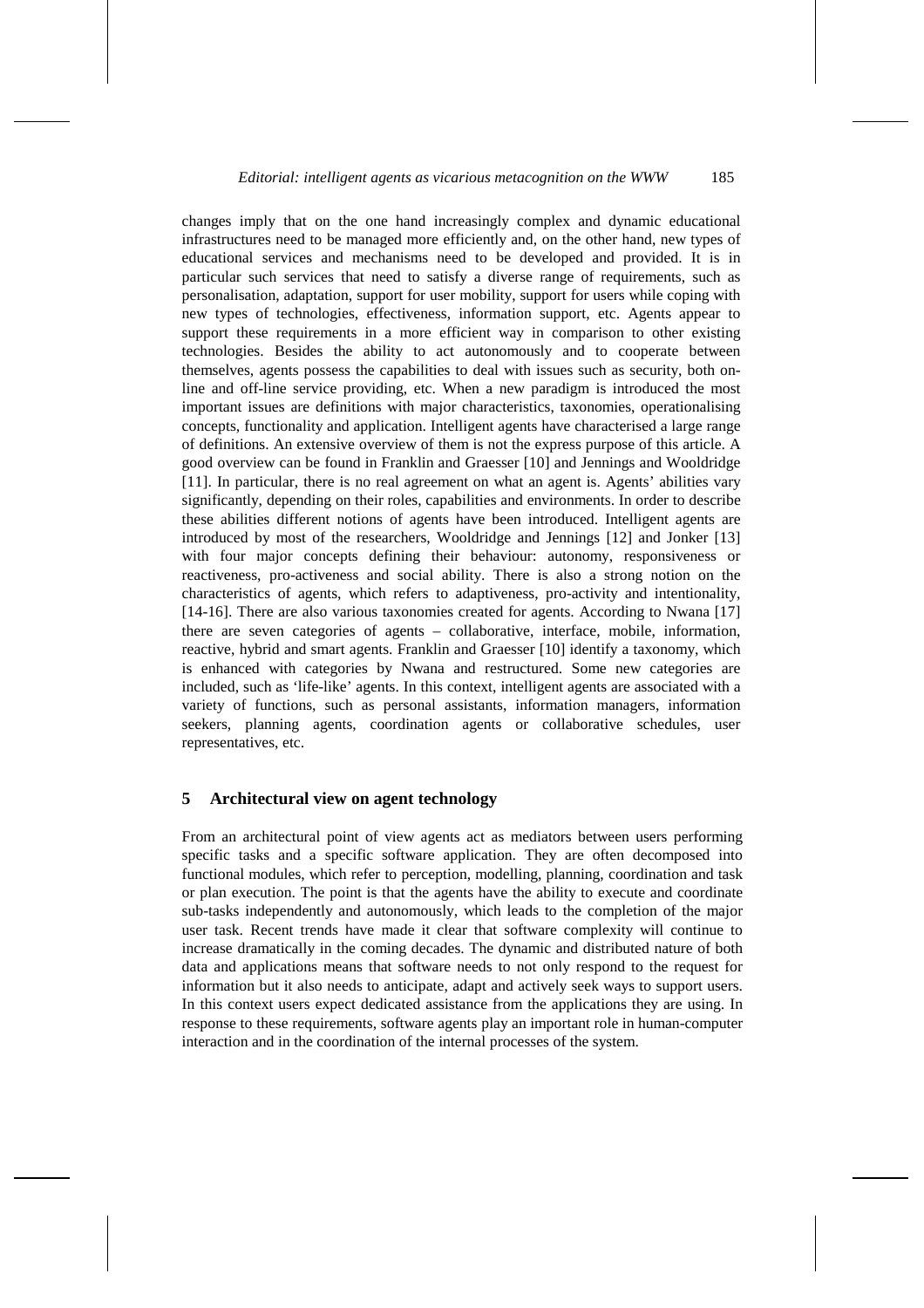changes imply that on the one hand increasingly complex and dynamic educational infrastructures need to be managed more efficiently and, on the other hand, new types of educational services and mechanisms need to be developed and provided. It is in particular such services that need to satisfy a diverse range of requirements, such as personalisation, adaptation, support for user mobility, support for users while coping with new types of technologies, effectiveness, information support, etc. Agents appear to support these requirements in a more efficient way in comparison to other existing technologies. Besides the ability to act autonomously and to cooperate between themselves, agents possess the capabilities to deal with issues such as security, both on-line and off-line service providing, etc. When a new paradigm is introduced the most important issues are definitions with major characteristics, taxonomies, operationalising concepts, functionality and application. Intelligent agents have characterised a large range of definitions. An extensive overview of them is not the express purpose of this article. A good overview can be found in Franklin and Graesser [10] and Jennings and Wooldridge [11]. In particular, there is no real agreement on what an agent is. Agents' abilities vary significantly, depending on their roles, capabilities and environments. In order to describe these abilities different notions of agents have been introduced. Intelligent agents are introduced by most of the researchers, Wooldridge and Jennings [12] and Jonker [13] with four major concepts defining their behaviour: autonomy, responsiveness or reactiveness, pro-activeness and social ability. There is also a strong notion on the characteristics of agents, which refers to adaptiveness, pro-activity and intentionality, [14-16]. There are also various taxonomies created for agents. According to Nwana [17] there are seven categories of agents – collaborative, interface, mobile, information, reactive, hybrid and smart agents. Franklin and Graesser [10] identify a taxonomy, which is enhanced with categories by Nwana and restructured. Some new categories are included, such as 'life-like' agents. In this context, intelligent agents are associated with a variety of functions, such as personal assistants, information managers, information seekers, planning agents, coordination agents or collaborative schedules, user representatives, etc.

## 5 Architectural view on agent technology

From an architectural point of view agents act as mediators between users performing specific tasks and a specific software application. They are often decomposed into functional modules, which refer to perception, modelling, planning, coordination and task or plan execution. The point is that the agents have the ability to execute and coordinate sub-tasks independently and autonomously, which leads to the completion of the major user task. Recent trends have made it clear that software complexity will continue to increase dramatically in the coming decades. The dynamic and distributed nature of both data and applications means that software needs to not only respond to the request for information but it also needs to anticipate, adapt and actively seek ways to support users. In this context users expect dedicated assistance from the applications they are using. In response to these requirements, software agents play an important role in human-computer interaction and in the coordination of the internal processes of the system.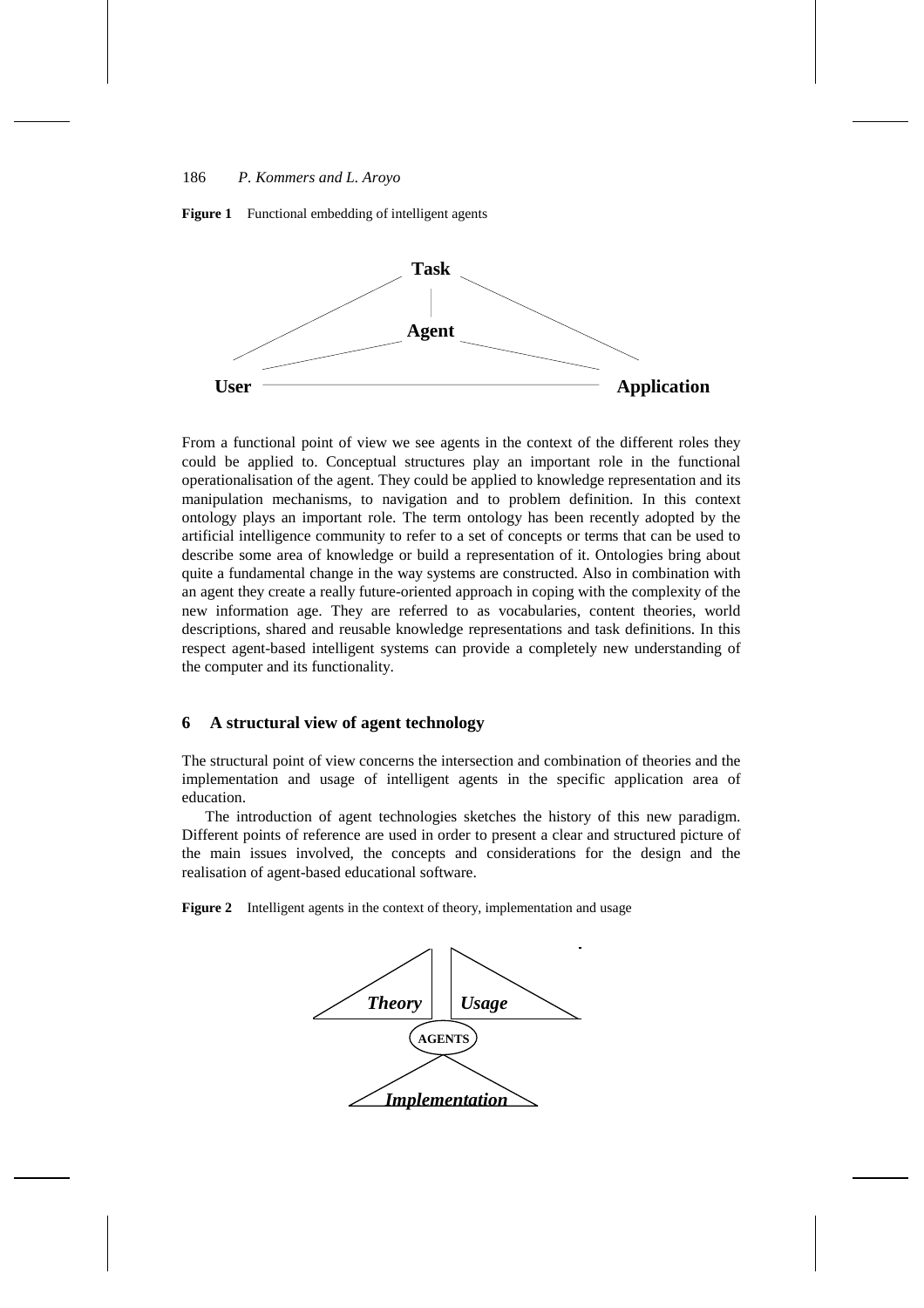**Figure 1** Functional embedding of intelligent agents

From a functional point of view we see agents in the context of the different roles they could be applied to. Conceptual structures play an important role in the functional operationalisation of the agent. They could be applied to knowledge representation and its manipulation mechanisms, to navigation and to problem definition. In this context ontology plays an important role. The term ontology has been recently adopted by the artificial intelligence community to refer to a set of concepts or terms that can be used to describe some area of knowledge or build a representation of it. Ontologies bring about quite a fundamental change in the way systems are constructed. Also in combination with an agent they create a really future-oriented approach in coping with the complexity of the new information age. They are referred to as vocabularies, content theories, world descriptions, shared and reusable knowledge representations and task definitions. In this respect agent-based intelligent systems can provide a completely new understanding of the computer and its functionality.

## 6 A structural view of agent technology

The structural point of view concerns the intersection and combination of theories and the implementation and usage of intelligent agents in the specific application area of education.

The introduction of agent technologies sketches the history of this new paradigm. Different points of reference are used in order to present a clear and structured picture of the main issues involved, the concepts and considerations for the design and the realisation of agent-based educational software.

**Figure 2** Intelligent agents in the context of theory, implementation and usage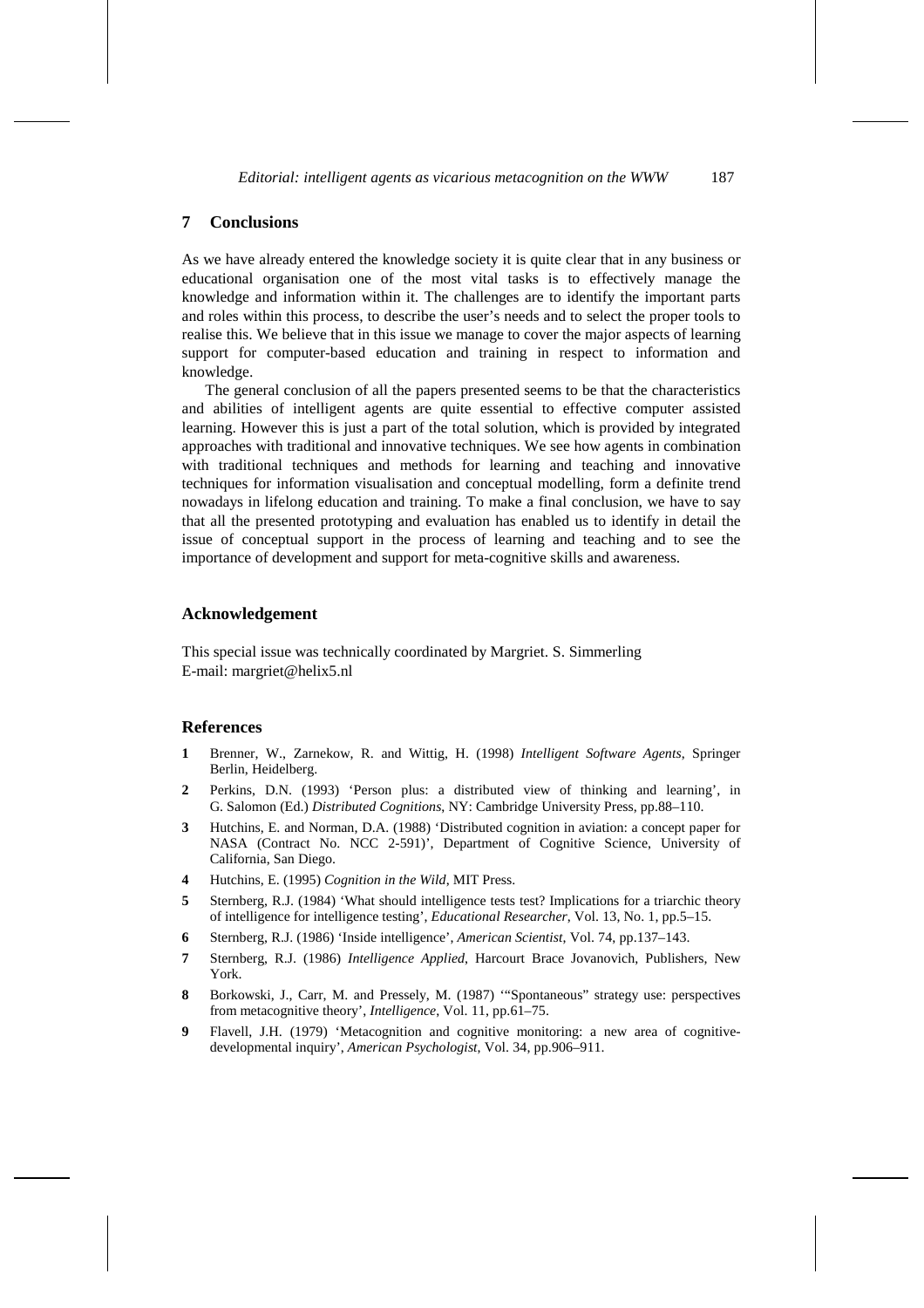## 7 Conclusions

As we have already entered the knowledge society it is quite clear that in any business or educational organisation one of the most vital tasks is to effectively manage the knowledge and information within it. The challenges are to identify the important parts and roles within this process, to describe the user's needs and to select the proper tools to realise this. We believe that in this issue we manage to cover the major aspects of learning support for computer-based education and training in respect to information and knowledge.

The general conclusion of all the papers presented seems to be that the characteristics and abilities of intelligent agents are quite essential to effective computer assisted learning. However this is just a part of the total solution, which is provided by integrated approaches with traditional and innovative techniques. We see how agents in combination with traditional techniques and methods for learning and teaching and innovative techniques for information visualisation and conceptual modelling, form a definite trend nowadays in lifelong education and training. To make a final conclusion, we have to say that all the presented prototyping and evaluation has enabled us to identify in detail the issue of conceptual support in the process of learning and teaching and to see the importance of development and support for meta-cognitive skills and awareness.

## Acknowledgement

This special issue was technically coordinated by Margriet. S. Simmerling
E-mail: margriet@helix5.nl

## References

1. Brenner, W., Zarnekow, R. and Wittig, H. (1998) *Intelligent Software Agents*, Springer Berlin, Heidelberg.
2. Perkins, D.N. (1993) 'Person plus: a distributed view of thinking and learning', in G. Salomon (Ed.) *Distributed Cognitions*, NY: Cambridge University Press, pp.88–110.
3. Hutchins, E. and Norman, D.A. (1988) 'Distributed cognition in aviation: a concept paper for NASA (Contract No. NCC 2-591)', Department of Cognitive Science, University of California, San Diego.
4. Hutchins, E. (1995) *Cognition in the Wild*, MIT Press.
5. Sternberg, R.J. (1984) 'What should intelligence tests test? Implications for a triarchic theory of intelligence for intelligence testing', *Educational Researcher*, Vol. 13, No. 1, pp.5–15.
6. Sternberg, R.J. (1986) 'Inside intelligence', *American Scientist*, Vol. 74, pp.137–143.
7. Sternberg, R.J. (1986) *Intelligence Applied*, Harcourt Brace Jovanovich, Publishers, New York.
8. Borkowski, J., Carr, M. and Pressely, M. (1987) '"Spontaneous" strategy use: perspectives from metacognitive theory', *Intelligence*, Vol. 11, pp.61–75.
9. Flavell, J.H. (1979) 'Metacognition and cognitive monitoring: a new area of cognitive-developmental inquiry', *American Psychologist*, Vol. 34, pp.906–911.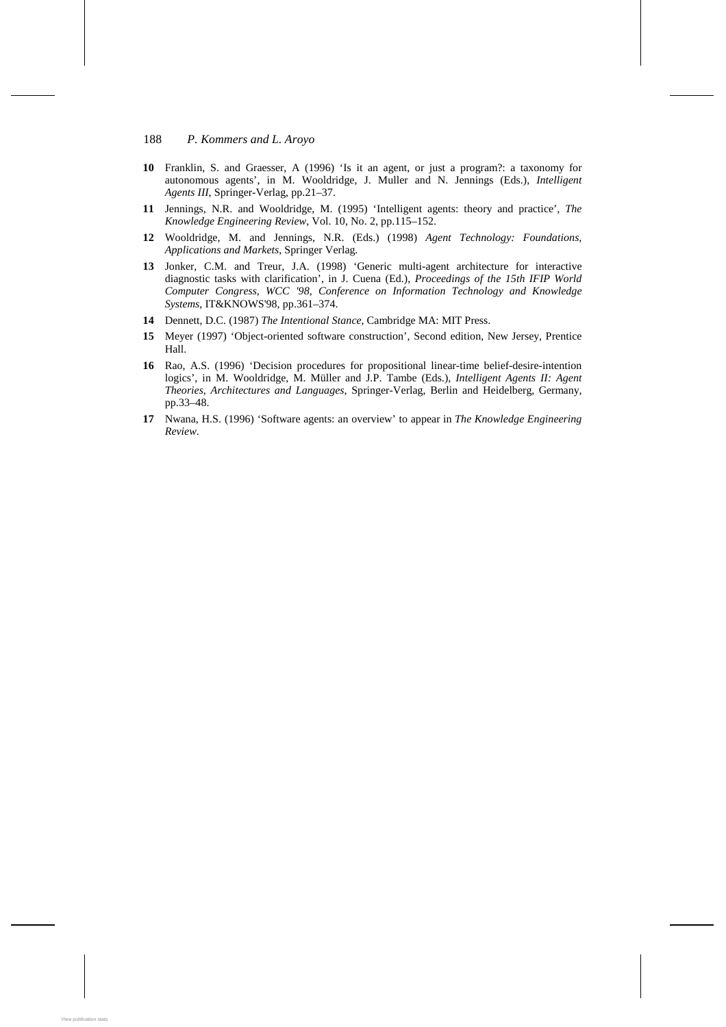**10** Franklin, S. and Graesser, A (1996) 'Is it an agent, or just a program?: a taxonomy for autonomous agents', in M. Wooldridge, J. Muller and N. Jennings (Eds.), *Intelligent Agents III*, Springer-Verlag, pp.21–37.

**11** Jennings, N.R. and Wooldridge, M. (1995) 'Intelligent agents: theory and practice', *The Knowledge Engineering Review*, Vol. 10, No. 2, pp.115–152.

**12** Wooldridge, M. and Jennings, N.R. (Eds.) (1998) *Agent Technology: Foundations, Applications and Markets*, Springer Verlag.

**13** Jonker, C.M. and Treur, J.A. (1998) 'Generic multi-agent architecture for interactive diagnostic tasks with clarification', in J. Cuena (Ed.), *Proceedings of the 15th IFIP World Computer Congress, WCC '98, Conference on Information Technology and Knowledge Systems*, IT&KNOWS'98, pp.361–374.

**14** Dennett, D.C. (1987) *The Intentional Stance*, Cambridge MA: MIT Press.

**15** Meyer (1997) 'Object-oriented software construction', Second edition, New Jersey, Prentice Hall.

**16** Rao, A.S. (1996) 'Decision procedures for propositional linear-time belief-desire-intention logics', in M. Wooldridge, M. Müller and J.P. Tambe (Eds.), *Intelligent Agents II: Agent Theories, Architectures and Languages*, Springer-Verlag, Berlin and Heidelberg, Germany, pp.33–48.

**17** Nwana, H.S. (1996) 'Software agents: an overview' to appear in *The Knowledge Engineering Review*.